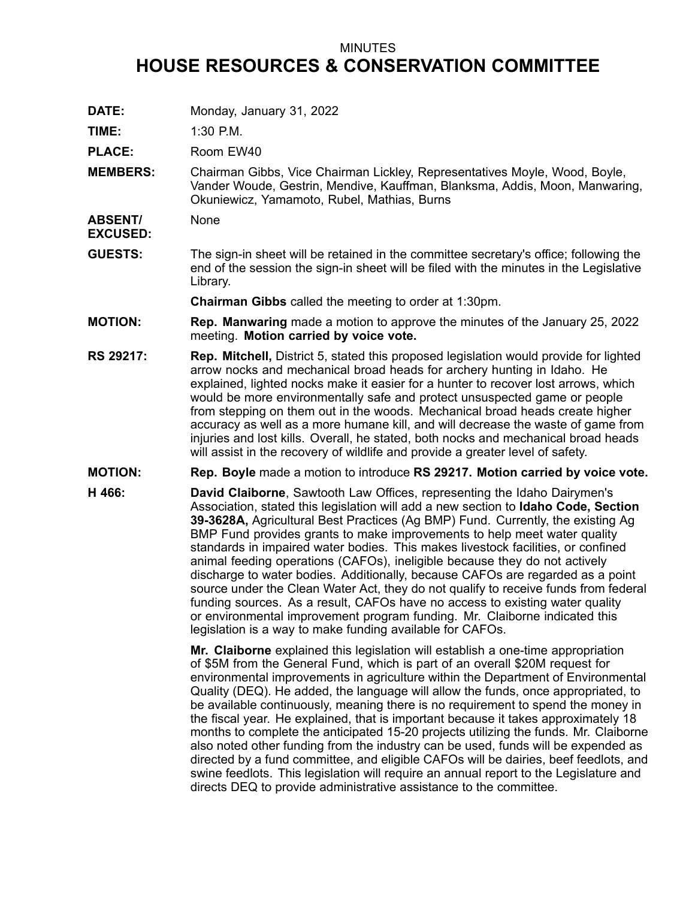MINUTES

# HOUSE RESOURCES & CONSERVATION COMMITTEE

**DATE:** Monday, January 31, 2022

**TIME:** 1:30 P.M.

**PLACE:** Room EW40

**MEMBERS:** Chairman Gibbs, Vice Chairman Lickley, Representatives Moyle, Wood, Boyle, Vander Woude, Gestrin, Mendive, Kauffman, Blanksma, Addis, Moon, Manwaring, Okuniewicz, Yamamoto, Rubel, Mathias, Burns

**ABSENT/ EXCUSED:** None

**GUESTS:** The sign-in sheet will be retained in the committee secretary's office; following the end of the session the sign-in sheet will be filed with the minutes in the Legislative Library.

**Chairman Gibbs** called the meeting to order at 1:30pm.

**MOTION:** **Rep. Manwaring** made a motion to approve the minutes of the January 25, 2022 meeting. **Motion carried by voice vote.**

**RS 29217:** **Rep. Mitchell,** District 5, stated this proposed legislation would provide for lighted arrow nocks and mechanical broad heads for archery hunting in Idaho. He explained, lighted nocks make it easier for a hunter to recover lost arrows, which would be more environmentally safe and protect unsuspected game or people from stepping on them out in the woods. Mechanical broad heads create higher accuracy as well as a more humane kill, and will decrease the waste of game from injuries and lost kills. Overall, he stated, both nocks and mechanical broad heads will assist in the recovery of wildlife and provide a greater level of safety.

**MOTION:** **Rep. Boyle** made a motion to introduce **RS 29217. Motion carried by voice vote.**

**H 466:** **David Claiborne**, Sawtooth Law Offices, representing the Idaho Dairymen's Association, stated this legislation will add a new section to **Idaho Code, Section 39-3628A,** Agricultural Best Practices (Ag BMP) Fund. Currently, the existing Ag BMP Fund provides grants to make improvements to help meet water quality standards in impaired water bodies. This makes livestock facilities, or confined animal feeding operations (CAFOs), ineligible because they do not actively discharge to water bodies. Additionally, because CAFOs are regarded as a point source under the Clean Water Act, they do not qualify to receive funds from federal funding sources. As a result, CAFOs have no access to existing water quality or environmental improvement program funding. Mr. Claiborne indicated this legislation is a way to make funding available for CAFOs.

**Mr. Claiborne** explained this legislation will establish a one-time appropriation of $5M from the General Fund, which is part of an overall $20M request for environmental improvements in agriculture within the Department of Environmental Quality (DEQ). He added, the language will allow the funds, once appropriated, to be available continuously, meaning there is no requirement to spend the money in the fiscal year. He explained, that is important because it takes approximately 18 months to complete the anticipated 15-20 projects utilizing the funds. Mr. Claiborne also noted other funding from the industry can be used, funds will be expended as directed by a fund committee, and eligible CAFOs will be dairies, beef feedlots, and swine feedlots. This legislation will require an annual report to the Legislature and directs DEQ to provide administrative assistance to the committee.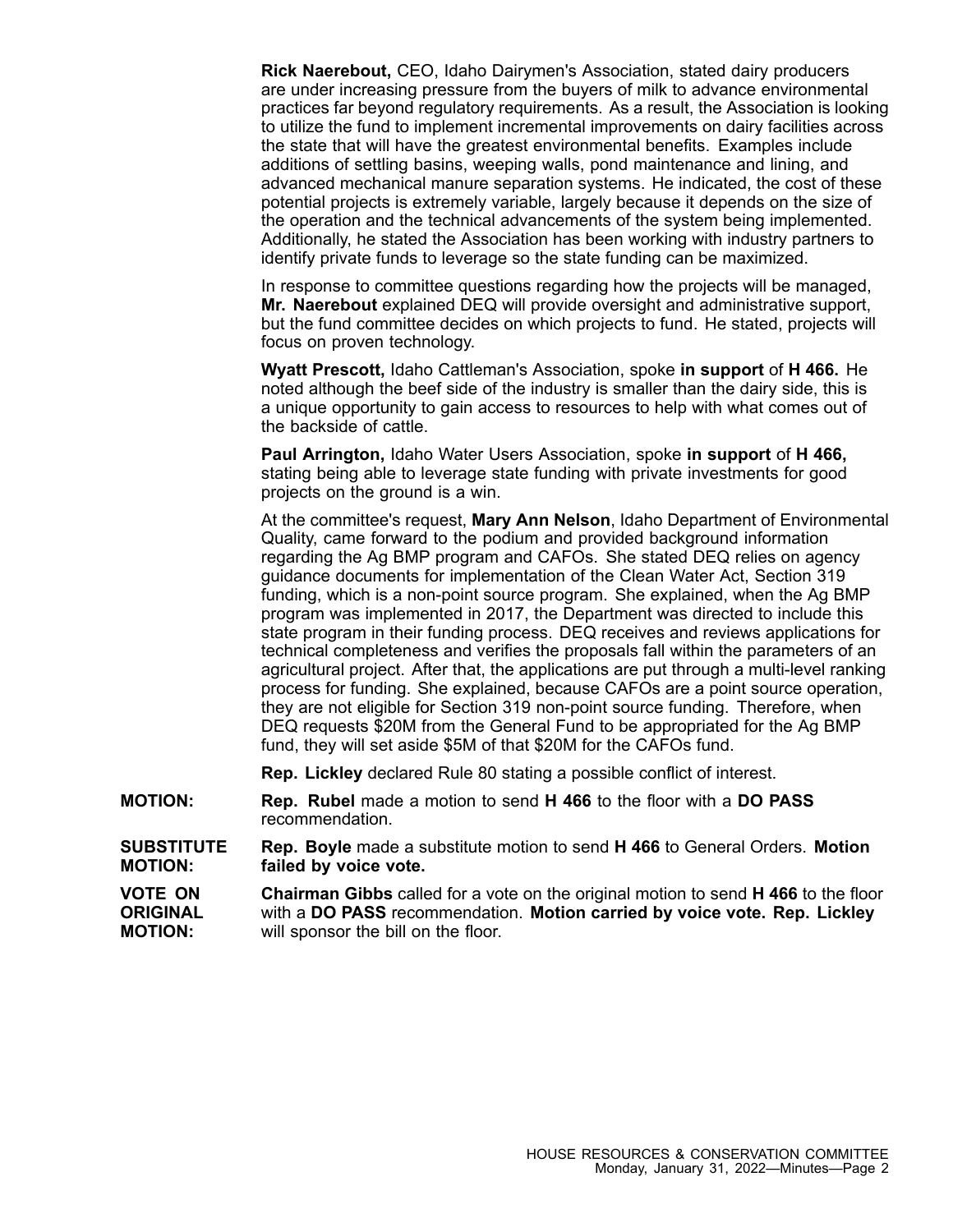**Rick Naerebout,** CEO, Idaho Dairymen's Association, stated dairy producers are under increasing pressure from the buyers of milk to advance environmental practices far beyond regulatory requirements. As a result, the Association is looking to utilize the fund to implement incremental improvements on dairy facilities across the state that will have the greatest environmental benefits. Examples include additions of settling basins, weeping walls, pond maintenance and lining, and advanced mechanical manure separation systems. He indicated, the cost of these potential projects is extremely variable, largely because it depends on the size of the operation and the technical advancements of the system being implemented. Additionally, he stated the Association has been working with industry partners to identify private funds to leverage so the state funding can be maximized.

In response to committee questions regarding how the projects will be managed, **Mr. Naerebout** explained DEQ will provide oversight and administrative support, but the fund committee decides on which projects to fund. He stated, projects will focus on proven technology.

**Wyatt Prescott,** Idaho Cattleman's Association, spoke **in support** of **H 466.** He noted although the beef side of the industry is smaller than the dairy side, this is a unique opportunity to gain access to resources to help with what comes out of the backside of cattle.

**Paul Arrington,** Idaho Water Users Association, spoke **in support** of **H 466,** stating being able to leverage state funding with private investments for good projects on the ground is a win.

At the committee's request, **Mary Ann Nelson**, Idaho Department of Environmental Quality, came forward to the podium and provided background information regarding the Ag BMP program and CAFOs. She stated DEQ relies on agency guidance documents for implementation of the Clean Water Act, Section 319 funding, which is a non-point source program. She explained, when the Ag BMP program was implemented in 2017, the Department was directed to include this state program in their funding process. DEQ receives and reviews applications for technical completeness and verifies the proposals fall within the parameters of an agricultural project. After that, the applications are put through a multi-level ranking process for funding. She explained, because CAFOs are a point source operation, they are not eligible for Section 319 non-point source funding. Therefore, when DEQ requests $20M from the General Fund to be appropriated for the Ag BMP fund, they will set aside $5M of that $20M for the CAFOs fund.

**Rep. Lickley** declared Rule 80 stating a possible conflict of interest.

**MOTION:** **Rep. Rubel** made a motion to send **H 466** to the floor with a **DO PASS** recommendation.

**SUBSTITUTE MOTION:** **Rep. Boyle** made a substitute motion to send **H 466** to General Orders. **Motion failed by voice vote.**

**VOTE ON ORIGINAL MOTION:** **Chairman Gibbs** called for a vote on the original motion to send **H 466** to the floor with a **DO PASS** recommendation. **Motion carried by voice vote. Rep. Lickley** will sponsor the bill on the floor.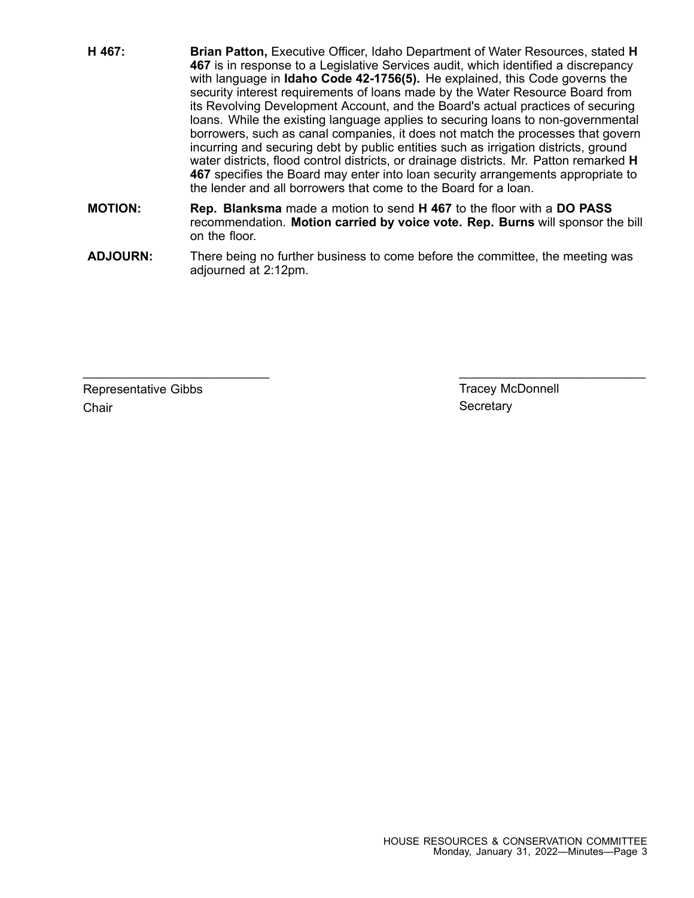**H 467:** **Brian Patton,** Executive Officer, Idaho Department of Water Resources, stated **H 467** is in response to a Legislative Services audit, which identified a discrepancy with language in **Idaho Code 42-1756(5).** He explained, this Code governs the security interest requirements of loans made by the Water Resource Board from its Revolving Development Account, and the Board's actual practices of securing loans. While the existing language applies to securing loans to non-governmental borrowers, such as canal companies, it does not match the processes that govern incurring and securing debt by public entities such as irrigation districts, ground water districts, flood control districts, or drainage districts. Mr. Patton remarked **H 467** specifies the Board may enter into loan security arrangements appropriate to the lender and all borrowers that come to the Board for a loan.

**MOTION:** **Rep. Blanksma** made a motion to send **H 467** to the floor with a **DO PASS** recommendation. **Motion carried by voice vote. Rep. Burns** will sponsor the bill on the floor.

**ADJOURN:** There being no further business to come before the committee, the meeting was adjourned at 2:12pm.

___________________________
Representative Gibbs
Chair

___________________________
Tracey McDonnell
Secretary